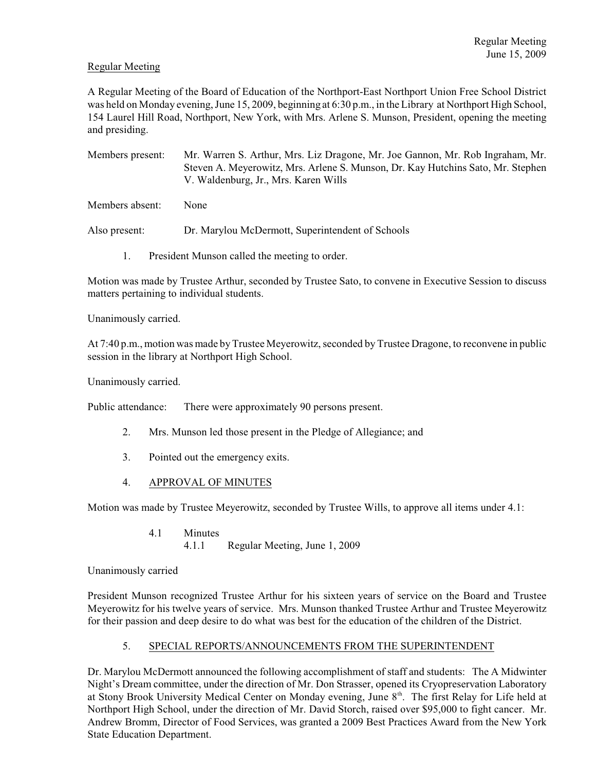Regular Meeting

A Regular Meeting of the Board of Education of the Northport-East Northport Union Free School District was held on Monday evening, June 15, 2009, beginning at 6:30 p.m., in the Library at Northport High School, 154 Laurel Hill Road, Northport, New York, with Mrs. Arlene S. Munson, President, opening the meeting and presiding.

Members present: Mr. Warren S. Arthur, Mrs. Liz Dragone, Mr. Joe Gannon, Mr. Rob Ingraham, Mr. Steven A. Meyerowitz, Mrs. Arlene S. Munson, Dr. Kay Hutchins Sato, Mr. Stephen V. Waldenburg, Jr., Mrs. Karen Wills

Members absent: None

Also present: Dr. Marylou McDermott, Superintendent of Schools

1. President Munson called the meeting to order.

Motion was made by Trustee Arthur, seconded by Trustee Sato, to convene in Executive Session to discuss matters pertaining to individual students.

Unanimously carried.

At 7:40 p.m., motion was made by Trustee Meyerowitz, seconded by Trustee Dragone, to reconvene in public session in the library at Northport High School.

Unanimously carried.

Public attendance: There were approximately 90 persons present.

2. Mrs. Munson led those present in the Pledge of Allegiance; and

3. Pointed out the emergency exits.

4. APPROVAL OF MINUTES

Motion was made by Trustee Meyerowitz, seconded by Trustee Wills, to approve all items under 4.1:

4.1 Minutes
 4.1.1 Regular Meeting, June 1, 2009

Unanimously carried

President Munson recognized Trustee Arthur for his sixteen years of service on the Board and Trustee Meyerowitz for his twelve years of service. Mrs. Munson thanked Trustee Arthur and Trustee Meyerowitz for their passion and deep desire to do what was best for the education of the children of the District.

5. SPECIAL REPORTS/ANNOUNCEMENTS FROM THE SUPERINTENDENT

Dr. Marylou McDermott announced the following accomplishment of staff and students: The A Midwinter Night's Dream committee, under the direction of Mr. Don Strasser, opened its Cryopreservation Laboratory at Stony Brook University Medical Center on Monday evening, June 8th. The first Relay for Life held at Northport High School, under the direction of Mr. David Storch, raised over $95,000 to fight cancer. Mr. Andrew Bromm, Director of Food Services, was granted a 2009 Best Practices Award from the New York State Education Department.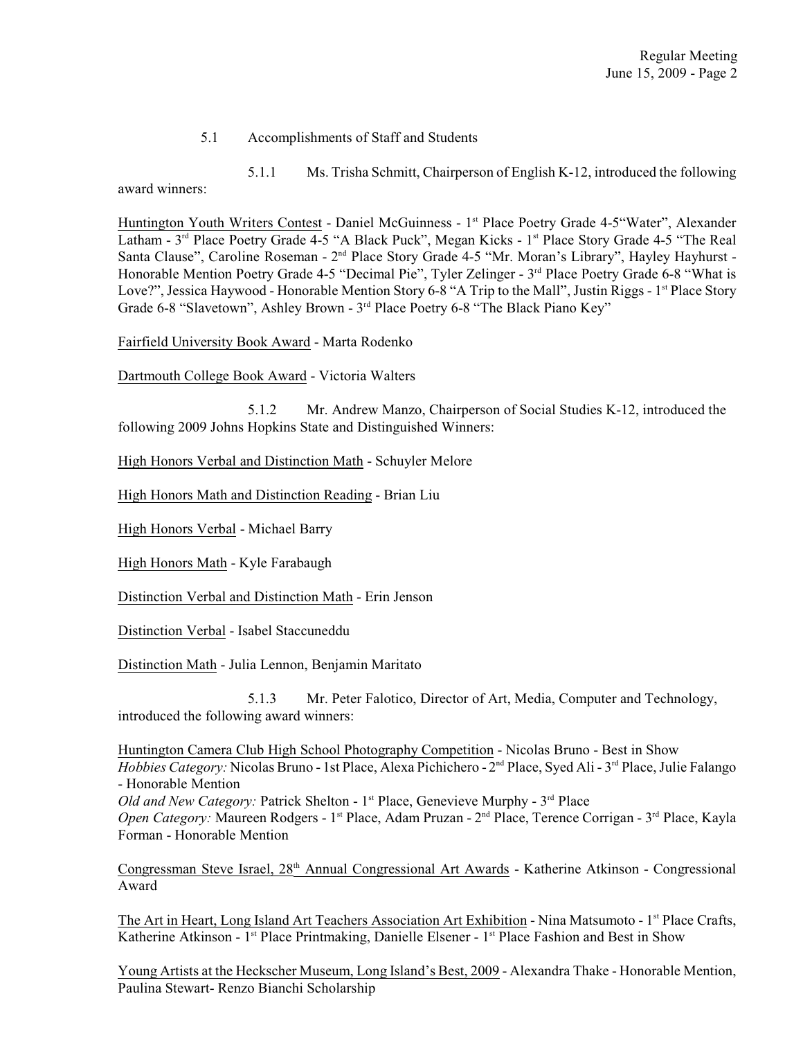5.1 Accomplishments of Staff and Students

5.1.1 Ms. Trisha Schmitt, Chairperson of English K-12, introduced the following award winners:

<u>Huntington Youth Writers Contest</u> - Daniel McGuinness - 1st Place Poetry Grade 4-5"Water", Alexander Latham - 3rd Place Poetry Grade 4-5 "A Black Puck", Megan Kicks - 1st Place Story Grade 4-5 "The Real Santa Clause", Caroline Roseman - 2nd Place Story Grade 4-5 "Mr. Moran's Library", Hayley Hayhurst - Honorable Mention Poetry Grade 4-5 "Decimal Pie", Tyler Zelinger - 3rd Place Poetry Grade 6-8 "What is Love?", Jessica Haywood - Honorable Mention Story 6-8 "A Trip to the Mall", Justin Riggs - 1st Place Story Grade 6-8 "Slavetown", Ashley Brown - 3rd Place Poetry 6-8 "The Black Piano Key"

<u>Fairfield University Book Award</u> - Marta Rodenko

<u>Dartmouth College Book Award</u> - Victoria Walters

5.1.2 Mr. Andrew Manzo, Chairperson of Social Studies K-12, introduced the following 2009 Johns Hopkins State and Distinguished Winners:

<u>High Honors Verbal and Distinction Math</u> - Schuyler Melore

<u>High Honors Math and Distinction Reading</u> - Brian Liu

<u>High Honors Verbal</u> - Michael Barry

<u>High Honors Math</u> - Kyle Farabaugh

<u>Distinction Verbal and Distinction Math</u> - Erin Jenson

<u>Distinction Verbal</u> - Isabel Staccuneddu

<u>Distinction Math</u> - Julia Lennon, Benjamin Maritato

5.1.3 Mr. Peter Falotico, Director of Art, Media, Computer and Technology, introduced the following award winners:

<u>Huntington Camera Club High School Photography Competition</u> - Nicolas Bruno - Best in Show
*Hobbies Category:* Nicolas Bruno - 1st Place, Alexa Pichichero - 2nd Place, Syed Ali - 3rd Place, Julie Falango - Honorable Mention
*Old and New Category:* Patrick Shelton - 1st Place, Genevieve Murphy - 3rd Place
*Open Category:* Maureen Rodgers - 1st Place, Adam Pruzan - 2nd Place, Terence Corrigan - 3rd Place, Kayla Forman - Honorable Mention

<u>Congressman Steve Israel, 28th Annual Congressional Art Awards</u> - Katherine Atkinson - Congressional Award

<u>The Art in Heart, Long Island Art Teachers Association Art Exhibition</u> - Nina Matsumoto - 1st Place Crafts, Katherine Atkinson - 1st Place Printmaking, Danielle Elsener - 1st Place Fashion and Best in Show

<u>Young Artists at the Heckscher Museum, Long Island's Best, 2009</u> - Alexandra Thake - Honorable Mention, Paulina Stewart- Renzo Bianchi Scholarship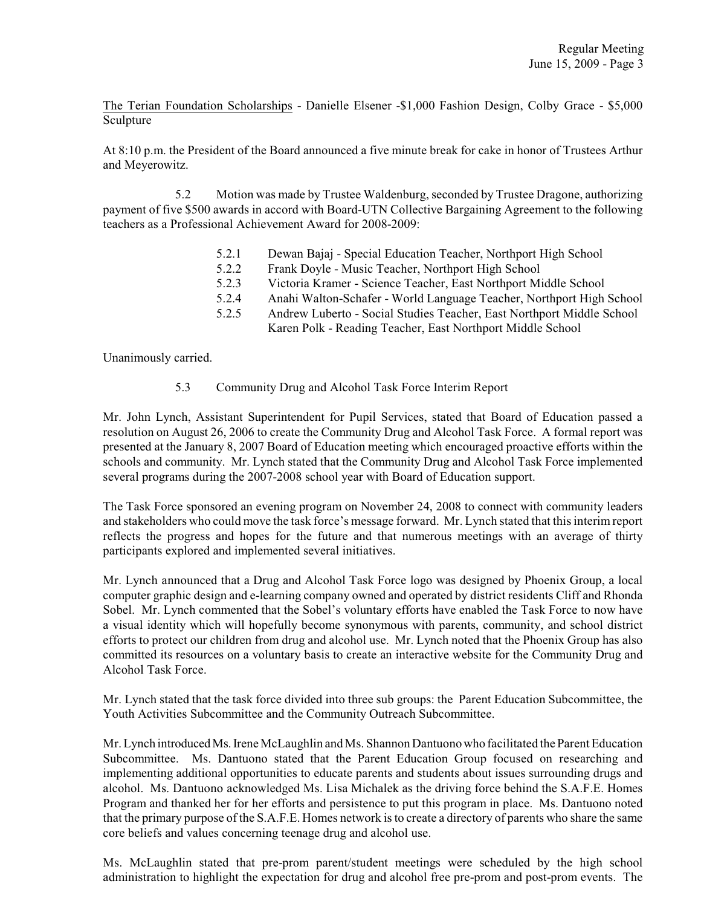The Terian Foundation Scholarships - Danielle Elsener -$1,000 Fashion Design, Colby Grace - $5,000 Sculpture

At 8:10 p.m. the President of the Board announced a five minute break for cake in honor of Trustees Arthur and Meyerowitz.

5.2 Motion was made by Trustee Waldenburg, seconded by Trustee Dragone, authorizing payment of five $500 awards in accord with Board-UTN Collective Bargaining Agreement to the following teachers as a Professional Achievement Award for 2008-2009:

- 5.2.1 Dewan Bajaj - Special Education Teacher, Northport High School
- 5.2.2 Frank Doyle - Music Teacher, Northport High School
- 5.2.3 Victoria Kramer - Science Teacher, East Northport Middle School
- 5.2.4 Anahi Walton-Schafer - World Language Teacher, Northport High School
- 5.2.5 Andrew Luberto - Social Studies Teacher, East Northport Middle School
  Karen Polk - Reading Teacher, East Northport Middle School

Unanimously carried.

5.3 Community Drug and Alcohol Task Force Interim Report

Mr. John Lynch, Assistant Superintendent for Pupil Services, stated that Board of Education passed a resolution on August 26, 2006 to create the Community Drug and Alcohol Task Force. A formal report was presented at the January 8, 2007 Board of Education meeting which encouraged proactive efforts within the schools and community. Mr. Lynch stated that the Community Drug and Alcohol Task Force implemented several programs during the 2007-2008 school year with Board of Education support.

The Task Force sponsored an evening program on November 24, 2008 to connect with community leaders and stakeholders who could move the task force's message forward. Mr. Lynch stated that this interim report reflects the progress and hopes for the future and that numerous meetings with an average of thirty participants explored and implemented several initiatives.

Mr. Lynch announced that a Drug and Alcohol Task Force logo was designed by Phoenix Group, a local computer graphic design and e-learning company owned and operated by district residents Cliff and Rhonda Sobel. Mr. Lynch commented that the Sobel's voluntary efforts have enabled the Task Force to now have a visual identity which will hopefully become synonymous with parents, community, and school district efforts to protect our children from drug and alcohol use. Mr. Lynch noted that the Phoenix Group has also committed its resources on a voluntary basis to create an interactive website for the Community Drug and Alcohol Task Force.

Mr. Lynch stated that the task force divided into three sub groups: the Parent Education Subcommittee, the Youth Activities Subcommittee and the Community Outreach Subcommittee.

Mr. Lynch introduced Ms. Irene McLaughlin and Ms. Shannon Dantuono who facilitated the Parent Education Subcommittee. Ms. Dantuono stated that the Parent Education Group focused on researching and implementing additional opportunities to educate parents and students about issues surrounding drugs and alcohol. Ms. Dantuono acknowledged Ms. Lisa Michalek as the driving force behind the S.A.F.E. Homes Program and thanked her for her efforts and persistence to put this program in place. Ms. Dantuono noted that the primary purpose of the S.A.F.E. Homes network is to create a directory of parents who share the same core beliefs and values concerning teenage drug and alcohol use.

Ms. McLaughlin stated that pre-prom parent/student meetings were scheduled by the high school administration to highlight the expectation for drug and alcohol free pre-prom and post-prom events. The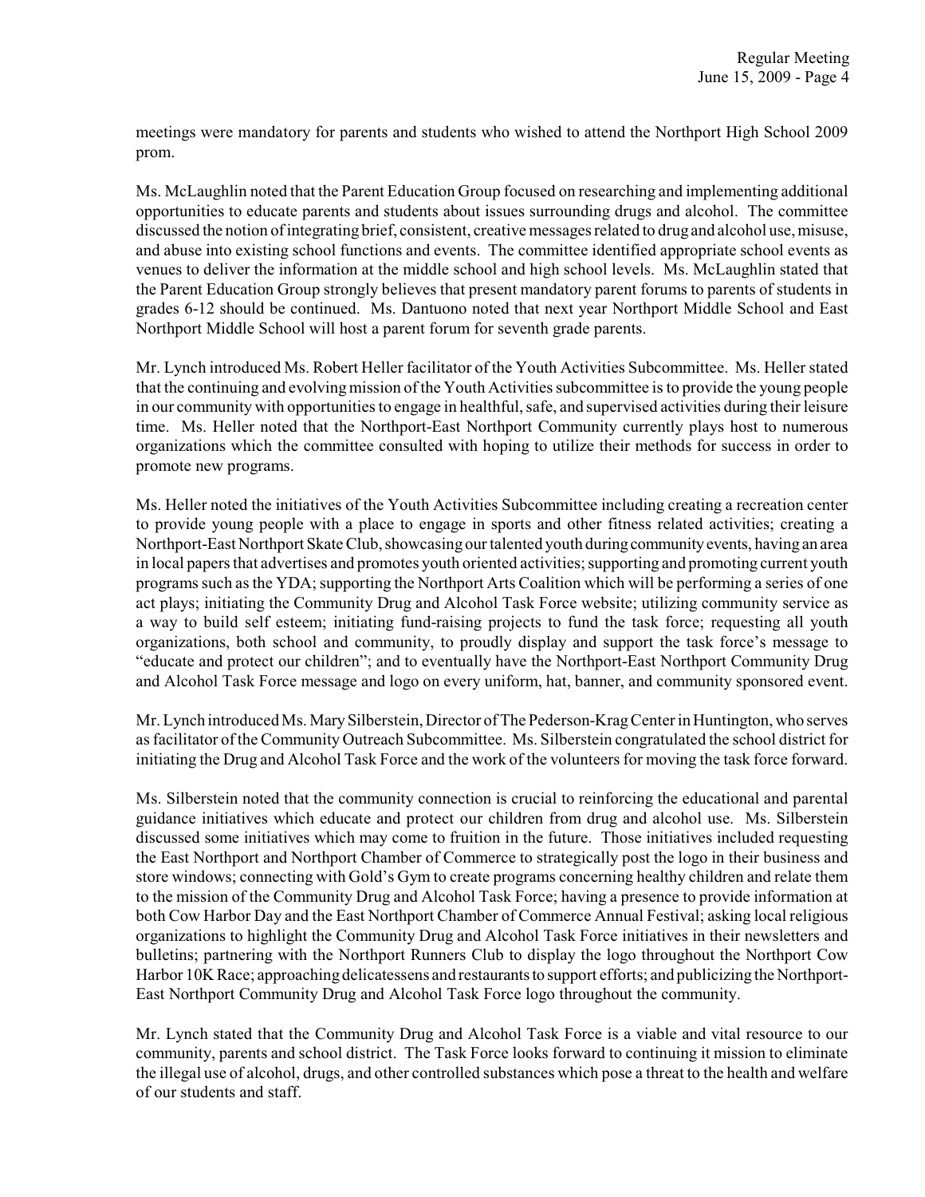meetings were mandatory for parents and students who wished to attend the Northport High School 2009 prom.

Ms. McLaughlin noted that the Parent Education Group focused on researching and implementing additional opportunities to educate parents and students about issues surrounding drugs and alcohol. The committee discussed the notion of integrating brief, consistent, creative messages related to drug and alcohol use, misuse, and abuse into existing school functions and events. The committee identified appropriate school events as venues to deliver the information at the middle school and high school levels. Ms. McLaughlin stated that the Parent Education Group strongly believes that present mandatory parent forums to parents of students in grades 6-12 should be continued. Ms. Dantuono noted that next year Northport Middle School and East Northport Middle School will host a parent forum for seventh grade parents.

Mr. Lynch introduced Ms. Robert Heller facilitator of the Youth Activities Subcommittee. Ms. Heller stated that the continuing and evolving mission of the Youth Activities subcommittee is to provide the young people in our community with opportunities to engage in healthful, safe, and supervised activities during their leisure time. Ms. Heller noted that the Northport-East Northport Community currently plays host to numerous organizations which the committee consulted with hoping to utilize their methods for success in order to promote new programs.

Ms. Heller noted the initiatives of the Youth Activities Subcommittee including creating a recreation center to provide young people with a place to engage in sports and other fitness related activities; creating a Northport-East Northport Skate Club, showcasing our talented youth during community events, having an area in local papers that advertises and promotes youth oriented activities; supporting and promoting current youth programs such as the YDA; supporting the Northport Arts Coalition which will be performing a series of one act plays; initiating the Community Drug and Alcohol Task Force website; utilizing community service as a way to build self esteem; initiating fund-raising projects to fund the task force; requesting all youth organizations, both school and community, to proudly display and support the task force's message to "educate and protect our children"; and to eventually have the Northport-East Northport Community Drug and Alcohol Task Force message and logo on every uniform, hat, banner, and community sponsored event.

Mr. Lynch introduced Ms. Mary Silberstein, Director of The Pederson-Krag Center in Huntington, who serves as facilitator of the Community Outreach Subcommittee. Ms. Silberstein congratulated the school district for initiating the Drug and Alcohol Task Force and the work of the volunteers for moving the task force forward.

Ms. Silberstein noted that the community connection is crucial to reinforcing the educational and parental guidance initiatives which educate and protect our children from drug and alcohol use. Ms. Silberstein discussed some initiatives which may come to fruition in the future. Those initiatives included requesting the East Northport and Northport Chamber of Commerce to strategically post the logo in their business and store windows; connecting with Gold's Gym to create programs concerning healthy children and relate them to the mission of the Community Drug and Alcohol Task Force; having a presence to provide information at both Cow Harbor Day and the East Northport Chamber of Commerce Annual Festival; asking local religious organizations to highlight the Community Drug and Alcohol Task Force initiatives in their newsletters and bulletins; partnering with the Northport Runners Club to display the logo throughout the Northport Cow Harbor 10K Race; approaching delicatessens and restaurants to support efforts; and publicizing the Northport-East Northport Community Drug and Alcohol Task Force logo throughout the community.

Mr. Lynch stated that the Community Drug and Alcohol Task Force is a viable and vital resource to our community, parents and school district. The Task Force looks forward to continuing it mission to eliminate the illegal use of alcohol, drugs, and other controlled substances which pose a threat to the health and welfare of our students and staff.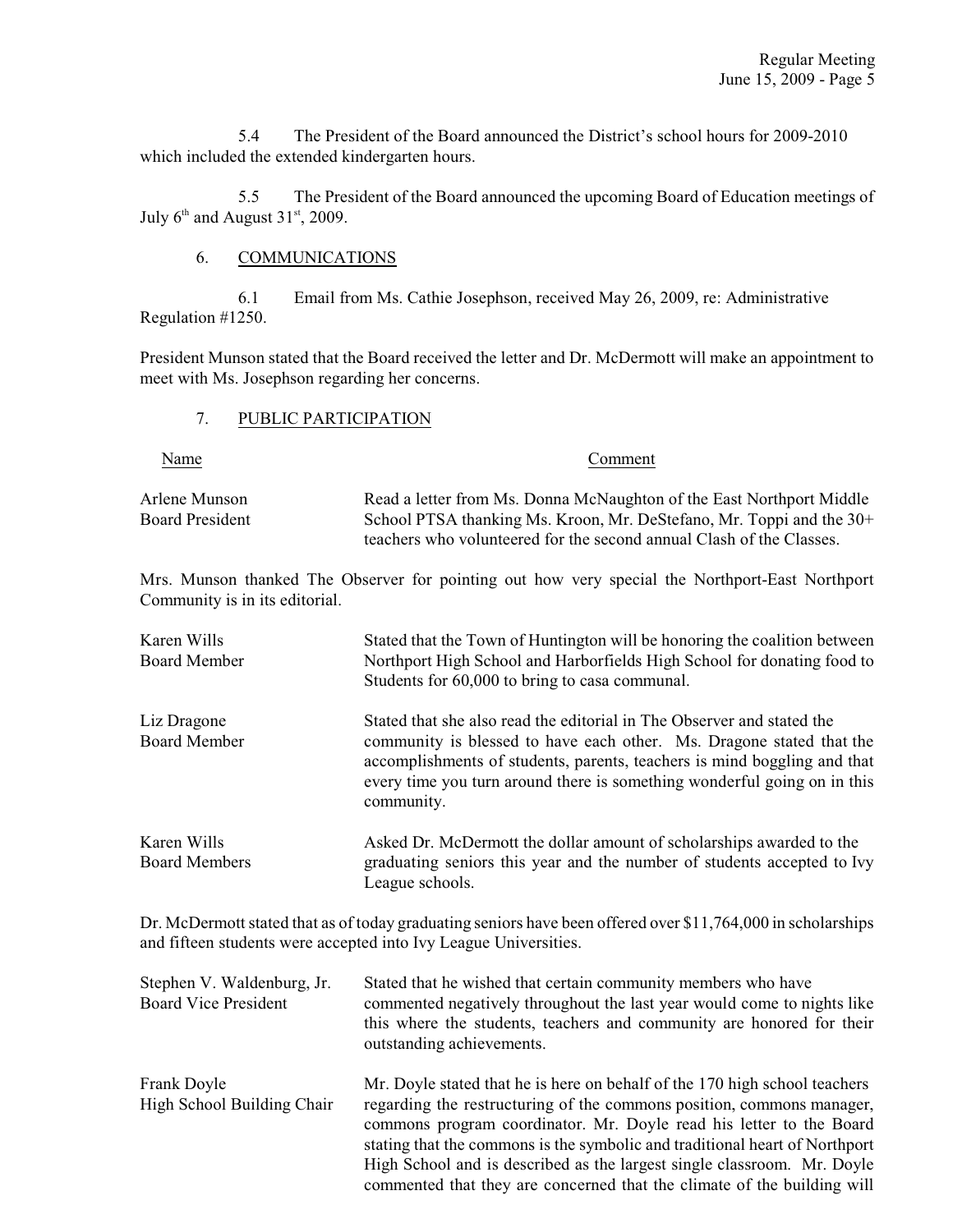5.4 The President of the Board announced the District's school hours for 2009-2010 which included the extended kindergarten hours.

5.5 The President of the Board announced the upcoming Board of Education meetings of July 6th and August 31st, 2009.

6. COMMUNICATIONS

6.1 Email from Ms. Cathie Josephson, received May 26, 2009, re: Administrative Regulation #1250.

President Munson stated that the Board received the letter and Dr. McDermott will make an appointment to meet with Ms. Josephson regarding her concerns.

7. PUBLIC PARTICIPATION

| Name | Comment |
|---|---|
| Arlene Munson<br>Board President | Read a letter from Ms. Donna McNaughton of the East Northport Middle School PTSA thanking Ms. Kroon, Mr. DeStefano, Mr. Toppi and the 30+ teachers who volunteered for the second annual Clash of the Classes. |

Mrs. Munson thanked The Observer for pointing out how very special the Northport-East Northport Community is in its editorial.

| Name | Comment |
|---|---|
| Karen Wills<br>Board Member | Stated that the Town of Huntington will be honoring the coalition between Northport High School and Harborfields High School for donating food to Students for 60,000 to bring to casa communal. |
| Liz Dragone<br>Board Member | Stated that she also read the editorial in The Observer and stated the community is blessed to have each other. Ms. Dragone stated that the accomplishments of students, parents, teachers is mind boggling and that every time you turn around there is something wonderful going on in this community. |
| Karen Wills<br>Board Members | Asked Dr. McDermott the dollar amount of scholarships awarded to the graduating seniors this year and the number of students accepted to Ivy League schools. |

Dr. McDermott stated that as of today graduating seniors have been offered over $11,764,000 in scholarships and fifteen students were accepted into Ivy League Universities.

| Name | Comment |
|---|---|
| Stephen V. Waldenburg, Jr.<br>Board Vice President | Stated that he wished that certain community members who have commented negatively throughout the last year would come to nights like this where the students, teachers and community are honored for their outstanding achievements. |
| Frank Doyle<br>High School Building Chair | Mr. Doyle stated that he is here on behalf of the 170 high school teachers regarding the restructuring of the commons position, commons manager, commons program coordinator. Mr. Doyle read his letter to the Board stating that the commons is the symbolic and traditional heart of Northport High School and is described as the largest single classroom. Mr. Doyle commented that they are concerned that the climate of the building will |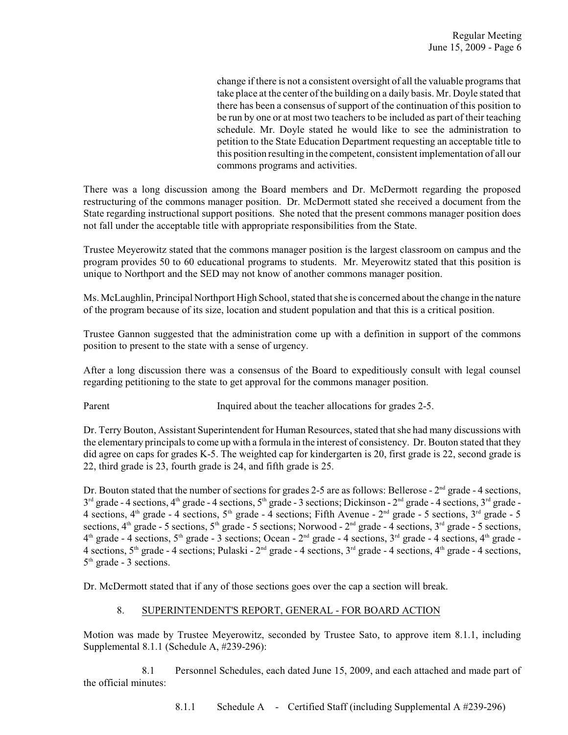change if there is not a consistent oversight of all the valuable programs that take place at the center of the building on a daily basis. Mr. Doyle stated that there has been a consensus of support of the continuation of this position to be run by one or at most two teachers to be included as part of their teaching schedule. Mr. Doyle stated he would like to see the administration to petition to the State Education Department requesting an acceptable title to this position resulting in the competent, consistent implementation of all our commons programs and activities.

There was a long discussion among the Board members and Dr. McDermott regarding the proposed restructuring of the commons manager position. Dr. McDermott stated she received a document from the State regarding instructional support positions. She noted that the present commons manager position does not fall under the acceptable title with appropriate responsibilities from the State.

Trustee Meyerowitz stated that the commons manager position is the largest classroom on campus and the program provides 50 to 60 educational programs to students. Mr. Meyerowitz stated that this position is unique to Northport and the SED may not know of another commons manager position.

Ms. McLaughlin, Principal Northport High School, stated that she is concerned about the change in the nature of the program because of its size, location and student population and that this is a critical position.

Trustee Gannon suggested that the administration come up with a definition in support of the commons position to present to the state with a sense of urgency.

After a long discussion there was a consensus of the Board to expeditiously consult with legal counsel regarding petitioning to the state to get approval for the commons manager position.

Parent — Inquired about the teacher allocations for grades 2-5.

Dr. Terry Bouton, Assistant Superintendent for Human Resources, stated that she had many discussions with the elementary principals to come up with a formula in the interest of consistency. Dr. Bouton stated that they did agree on caps for grades K-5. The weighted cap for kindergarten is 20, first grade is 22, second grade is 22, third grade is 23, fourth grade is 24, and fifth grade is 25.

Dr. Bouton stated that the number of sections for grades 2-5 are as follows: Bellerose - 2nd grade - 4 sections, 3rd grade - 4 sections, 4th grade - 4 sections, 5th grade - 3 sections; Dickinson - 2nd grade - 4 sections, 3rd grade - 4 sections, 4th grade - 4 sections, 5th grade - 4 sections; Fifth Avenue - 2nd grade - 5 sections, 3rd grade - 5 sections, 4th grade - 5 sections, 5th grade - 5 sections; Norwood - 2nd grade - 4 sections, 3rd grade - 5 sections, 4th grade - 4 sections, 5th grade - 3 sections; Ocean - 2nd grade - 4 sections, 3rd grade - 4 sections, 4th grade - 4 sections, 5th grade - 4 sections; Pulaski - 2nd grade - 4 sections, 3rd grade - 4 sections, 4th grade - 4 sections, 5th grade - 3 sections.

Dr. McDermott stated that if any of those sections goes over the cap a section will break.

8. SUPERINTENDENT'S REPORT, GENERAL - FOR BOARD ACTION

Motion was made by Trustee Meyerowitz, seconded by Trustee Sato, to approve item 8.1.1, including Supplemental 8.1.1 (Schedule A, #239-296):

8.1 Personnel Schedules, each dated June 15, 2009, and each attached and made part of the official minutes:

8.1.1 Schedule A - Certified Staff (including Supplemental A #239-296)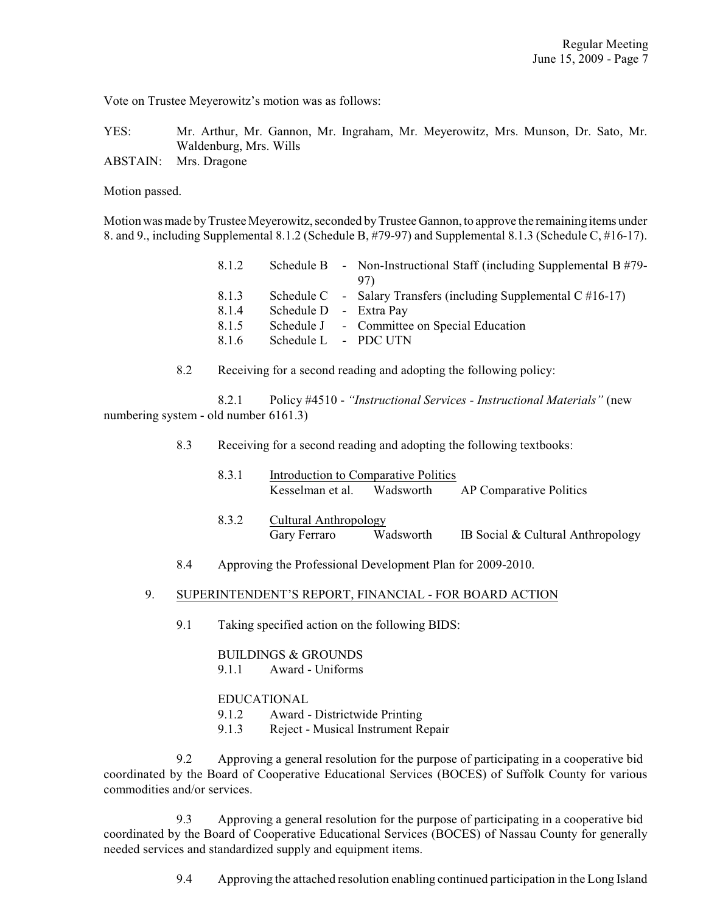Vote on Trustee Meyerowitz's motion was as follows:

YES: Mr. Arthur, Mr. Gannon, Mr. Ingraham, Mr. Meyerowitz, Mrs. Munson, Dr. Sato, Mr. Waldenburg, Mrs. Wills
ABSTAIN: Mrs. Dragone

Motion passed.

Motion was made by Trustee Meyerowitz, seconded by Trustee Gannon, to approve the remaining items under 8. and 9., including Supplemental 8.1.2 (Schedule B, #79-97) and Supplemental 8.1.3 (Schedule C, #16-17).

8.1.2 Schedule B - Non-Instructional Staff (including Supplemental B #79-97)
8.1.3 Schedule C - Salary Transfers (including Supplemental C #16-17)
8.1.4 Schedule D - Extra Pay
8.1.5 Schedule J - Committee on Special Education
8.1.6 Schedule L - PDC UTN

8.2 Receiving for a second reading and adopting the following policy:

8.2.1 Policy #4510 - *"Instructional Services - Instructional Materials"* (new numbering system - old number 6161.3)

8.3 Receiving for a second reading and adopting the following textbooks:

8.3.1 Introduction to Comparative Politics
Kesselman et al. Wadsworth AP Comparative Politics

8.3.2 Cultural Anthropology
Gary Ferraro Wadsworth IB Social & Cultural Anthropology

8.4 Approving the Professional Development Plan for 2009-2010.

9. SUPERINTENDENT'S REPORT, FINANCIAL - FOR BOARD ACTION

9.1 Taking specified action on the following BIDS:

BUILDINGS & GROUNDS
9.1.1 Award - Uniforms

EDUCATIONAL
9.1.2 Award - Districtwide Printing
9.1.3 Reject - Musical Instrument Repair

9.2 Approving a general resolution for the purpose of participating in a cooperative bid coordinated by the Board of Cooperative Educational Services (BOCES) of Suffolk County for various commodities and/or services.

9.3 Approving a general resolution for the purpose of participating in a cooperative bid coordinated by the Board of Cooperative Educational Services (BOCES) of Nassau County for generally needed services and standardized supply and equipment items.

9.4 Approving the attached resolution enabling continued participation in the Long Island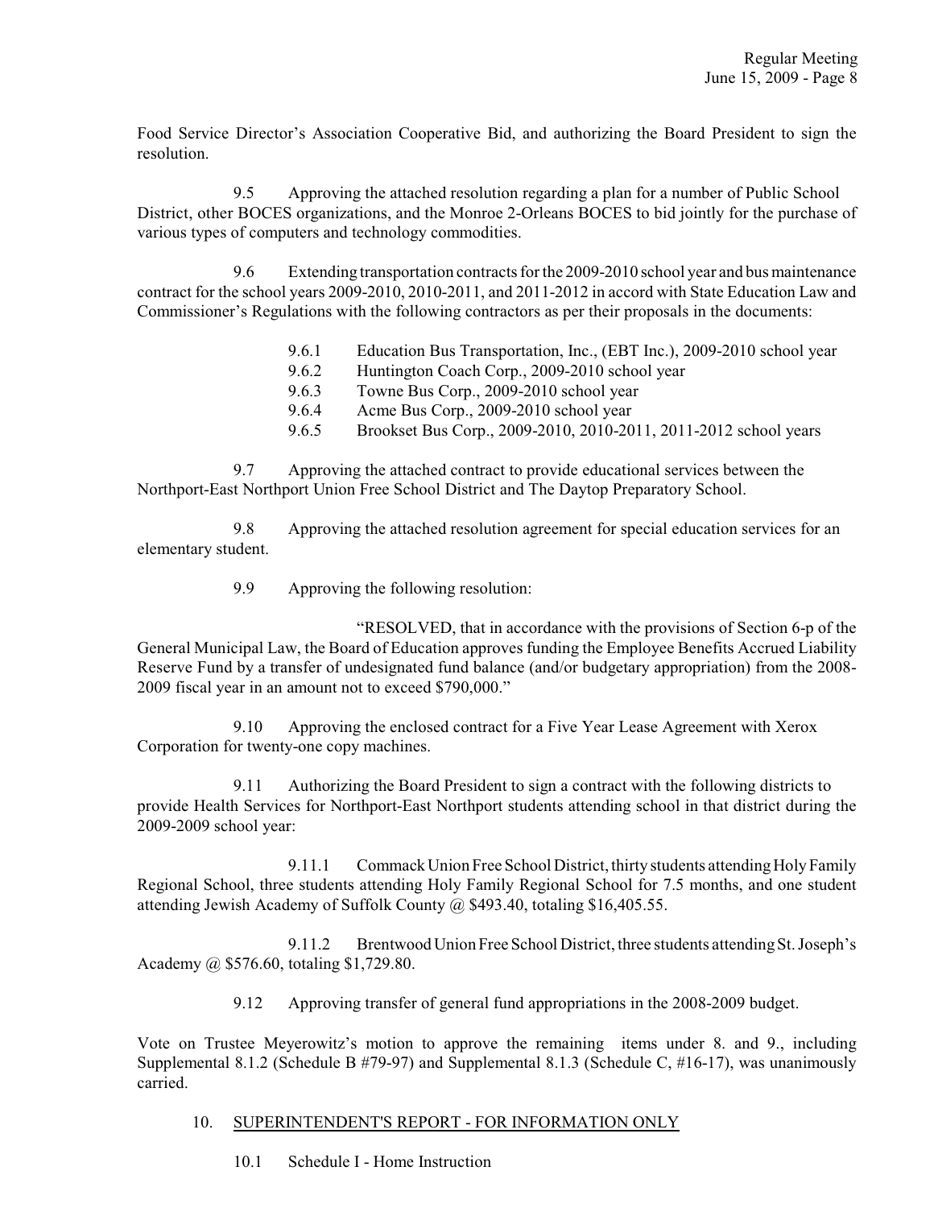Food Service Director's Association Cooperative Bid, and authorizing the Board President to sign the resolution.

9.5 Approving the attached resolution regarding a plan for a number of Public School District, other BOCES organizations, and the Monroe 2-Orleans BOCES to bid jointly for the purchase of various types of computers and technology commodities.

9.6 Extending transportation contracts for the 2009-2010 school year and bus maintenance contract for the school years 2009-2010, 2010-2011, and 2011-2012 in accord with State Education Law and Commissioner's Regulations with the following contractors as per their proposals in the documents:

- 9.6.1 Education Bus Transportation, Inc., (EBT Inc.), 2009-2010 school year
- 9.6.2 Huntington Coach Corp., 2009-2010 school year
- 9.6.3 Towne Bus Corp., 2009-2010 school year
- 9.6.4 Acme Bus Corp., 2009-2010 school year
- 9.6.5 Brookset Bus Corp., 2009-2010, 2010-2011, 2011-2012 school years

9.7 Approving the attached contract to provide educational services between the Northport-East Northport Union Free School District and The Daytop Preparatory School.

9.8 Approving the attached resolution agreement for special education services for an elementary student.

9.9 Approving the following resolution:

"RESOLVED, that in accordance with the provisions of Section 6-p of the General Municipal Law, the Board of Education approves funding the Employee Benefits Accrued Liability Reserve Fund by a transfer of undesignated fund balance (and/or budgetary appropriation) from the 2008-2009 fiscal year in an amount not to exceed $790,000."

9.10 Approving the enclosed contract for a Five Year Lease Agreement with Xerox Corporation for twenty-one copy machines.

9.11 Authorizing the Board President to sign a contract with the following districts to provide Health Services for Northport-East Northport students attending school in that district during the 2009-2009 school year:

9.11.1 Commack Union Free School District, thirty students attending Holy Family Regional School, three students attending Holy Family Regional School for 7.5 months, and one student attending Jewish Academy of Suffolk County @ $493.40, totaling $16,405.55.

9.11.2 Brentwood Union Free School District, three students attending St. Joseph's Academy @ $576.60, totaling $1,729.80.

9.12 Approving transfer of general fund appropriations in the 2008-2009 budget.

Vote on Trustee Meyerowitz's motion to approve the remaining items under 8. and 9., including Supplemental 8.1.2 (Schedule B #79-97) and Supplemental 8.1.3 (Schedule C, #16-17), was unanimously carried.

10. SUPERINTENDENT'S REPORT - FOR INFORMATION ONLY

10.1 Schedule I - Home Instruction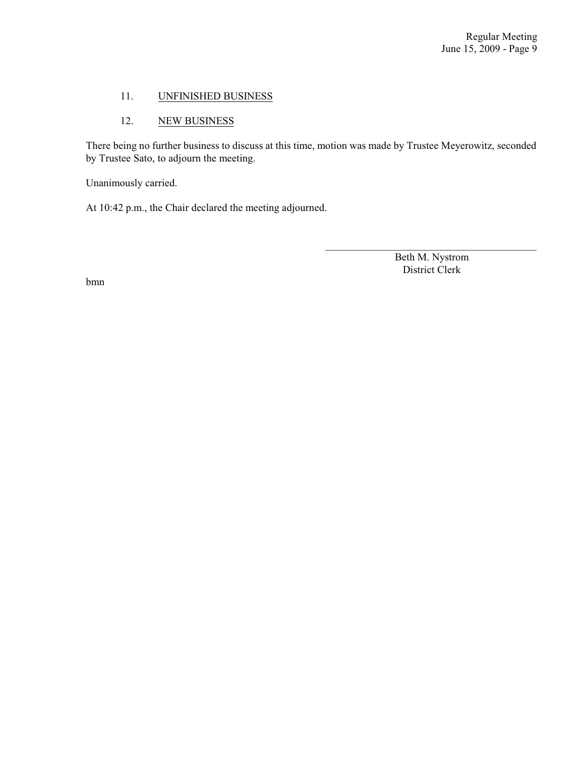11. UNFINISHED BUSINESS

12. NEW BUSINESS

There being no further business to discuss at this time, motion was made by Trustee Meyerowitz, seconded by Trustee Sato, to adjourn the meeting.

Unanimously carried.

At 10:42 p.m., the Chair declared the meeting adjourned.

\_\_\_\_\_\_\_\_\_\_\_\_\_\_\_\_\_\_\_\_\_\_\_\_\_\_\_\_\_\_\_\_\_\_\_\_\_\_\_\_

Beth M. Nystrom
District Clerk

bmn